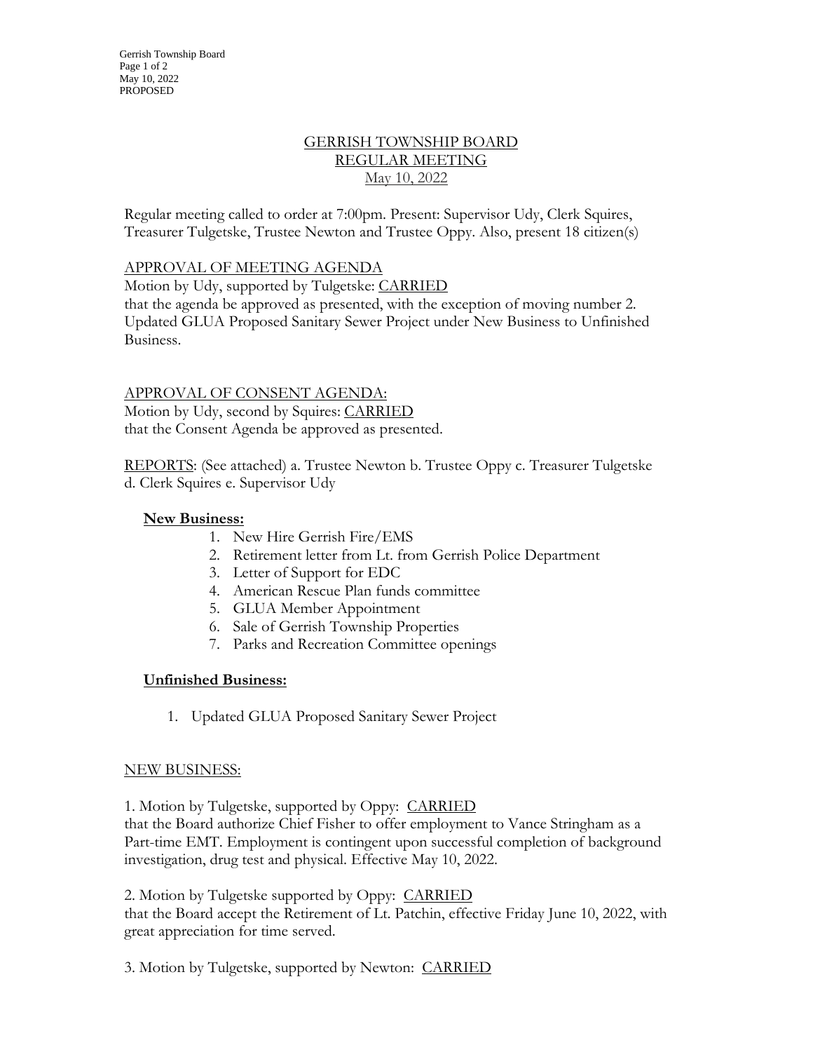# GERRISH TOWNSHIP BOARD
## REGULAR MEETING
### May 10, 2022

Regular meeting called to order at 7:00pm. Present: Supervisor Udy, Clerk Squires, Treasurer Tulgetske, Trustee Newton and Trustee Oppy. Also, present 18 citizen(s)

APPROVAL OF MEETING AGENDA

Motion by Udy, supported by Tulgetske: CARRIED
that the agenda be approved as presented, with the exception of moving number 2. Updated GLUA Proposed Sanitary Sewer Project under New Business to Unfinished Business.

APPROVAL OF CONSENT AGENDA:

Motion by Udy, second by Squires: CARRIED
that the Consent Agenda be approved as presented.

REPORTS: (See attached) a. Trustee Newton b. Trustee Oppy c. Treasurer Tulgetske d. Clerk Squires e. Supervisor Udy

**New Business:**

1. New Hire Gerrish Fire/EMS
2. Retirement letter from Lt. from Gerrish Police Department
3. Letter of Support for EDC
4. American Rescue Plan funds committee
5. GLUA Member Appointment
6. Sale of Gerrish Township Properties
7. Parks and Recreation Committee openings

**Unfinished Business:**

1. Updated GLUA Proposed Sanitary Sewer Project

NEW BUSINESS:

1. Motion by Tulgetske, supported by Oppy: CARRIED
that the Board authorize Chief Fisher to offer employment to Vance Stringham as a Part-time EMT. Employment is contingent upon successful completion of background investigation, drug test and physical. Effective May 10, 2022.

2. Motion by Tulgetske supported by Oppy: CARRIED
that the Board accept the Retirement of Lt. Patchin, effective Friday June 10, 2022, with great appreciation for time served.

3. Motion by Tulgetske, supported by Newton: CARRIED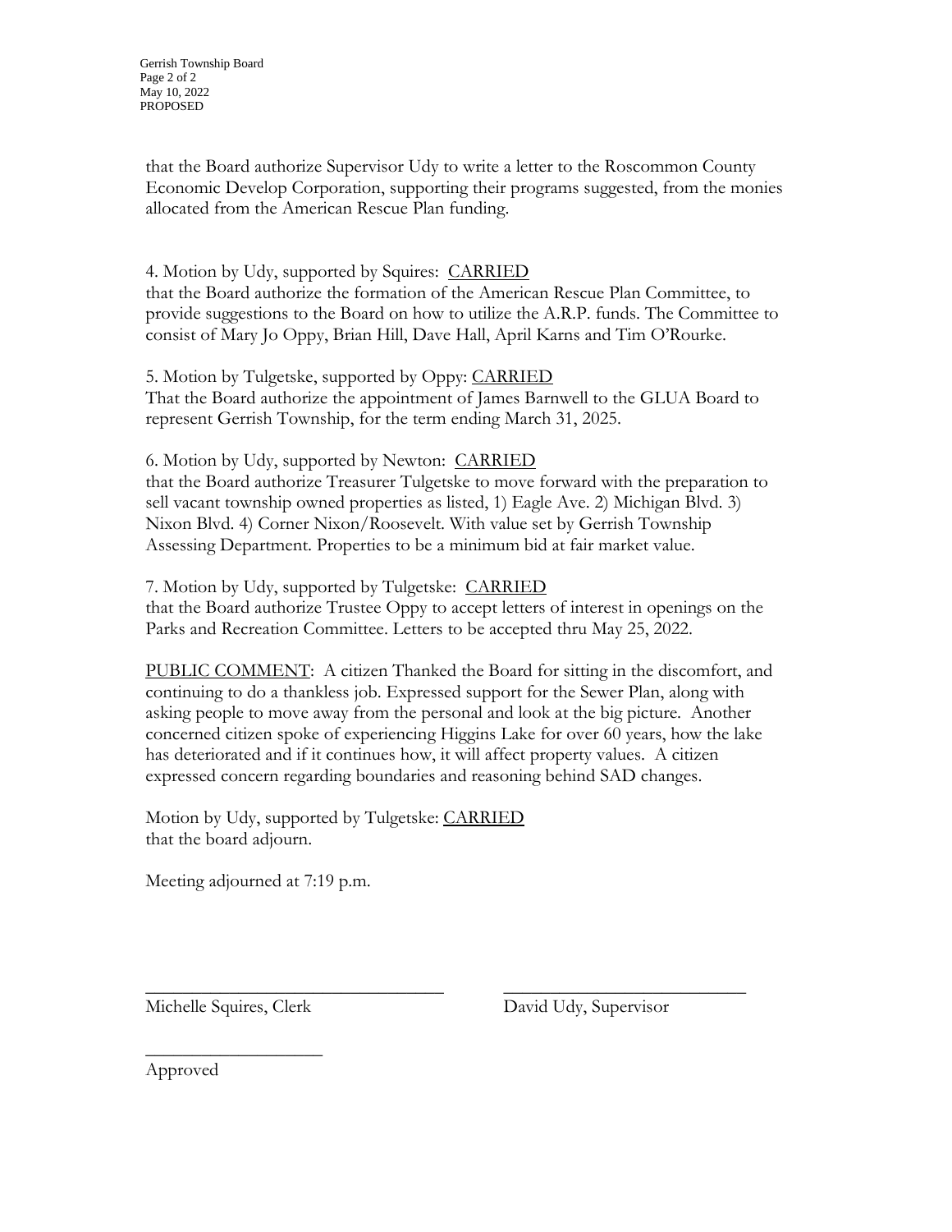that the Board authorize Supervisor Udy to write a letter to the Roscommon County Economic Develop Corporation, supporting their programs suggested, from the monies allocated from the American Rescue Plan funding.

4. Motion by Udy, supported by Squires: CARRIED
that the Board authorize the formation of the American Rescue Plan Committee, to provide suggestions to the Board on how to utilize the A.R.P. funds. The Committee to consist of Mary Jo Oppy, Brian Hill, Dave Hall, April Karns and Tim O'Rourke.

5. Motion by Tulgetske, supported by Oppy: CARRIED
That the Board authorize the appointment of James Barnwell to the GLUA Board to represent Gerrish Township, for the term ending March 31, 2025.

6. Motion by Udy, supported by Newton: CARRIED
that the Board authorize Treasurer Tulgetske to move forward with the preparation to sell vacant township owned properties as listed, 1) Eagle Ave. 2) Michigan Blvd. 3) Nixon Blvd. 4) Corner Nixon/Roosevelt. With value set by Gerrish Township Assessing Department. Properties to be a minimum bid at fair market value.

7. Motion by Udy, supported by Tulgetske: CARRIED
that the Board authorize Trustee Oppy to accept letters of interest in openings on the Parks and Recreation Committee. Letters to be accepted thru May 25, 2022.

PUBLIC COMMENT: A citizen Thanked the Board for sitting in the discomfort, and continuing to do a thankless job. Expressed support for the Sewer Plan, along with asking people to move away from the personal and look at the big picture. Another concerned citizen spoke of experiencing Higgins Lake for over 60 years, how the lake has deteriorated and if it continues how, it will affect property values. A citizen expressed concern regarding boundaries and reasoning behind SAD changes.

Motion by Udy, supported by Tulgetske: CARRIED
that the board adjourn.

Meeting adjourned at 7:19 p.m.

_______________________________ _______________________________

Michelle Squires, Clerk David Udy, Supervisor

___________________

Approved